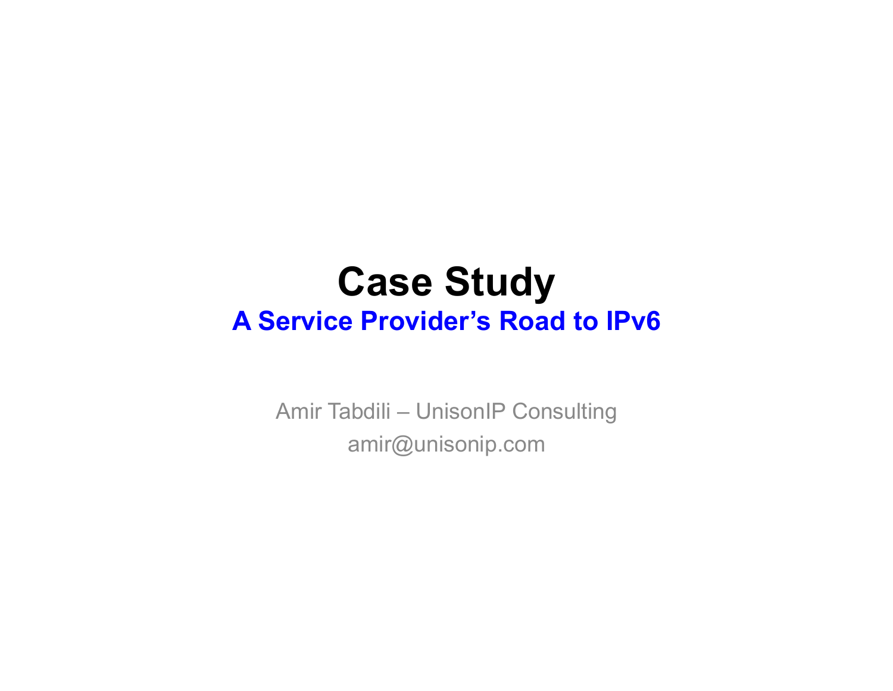# Case Study

## A Service Provider's Road to IPv6

Amir Tabdili – UnisonIP Consulting

amir@unisonip.com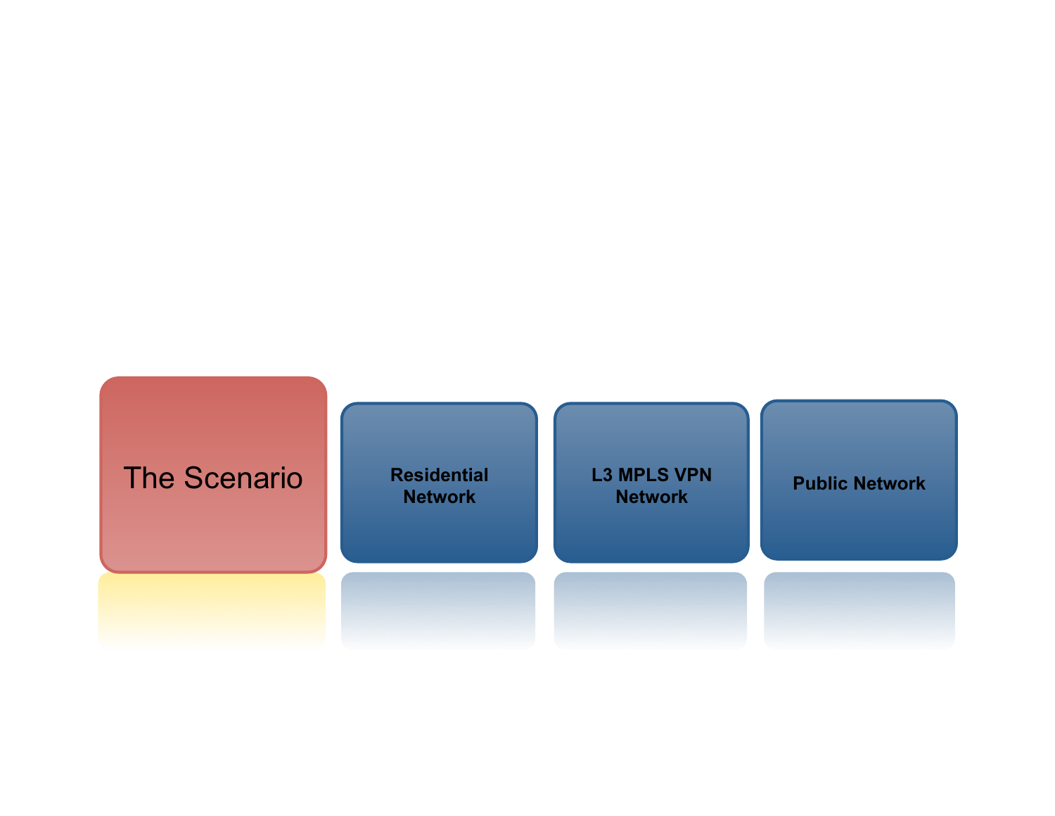The Scenario

Residential Network

L3 MPLS VPN Network

Public Network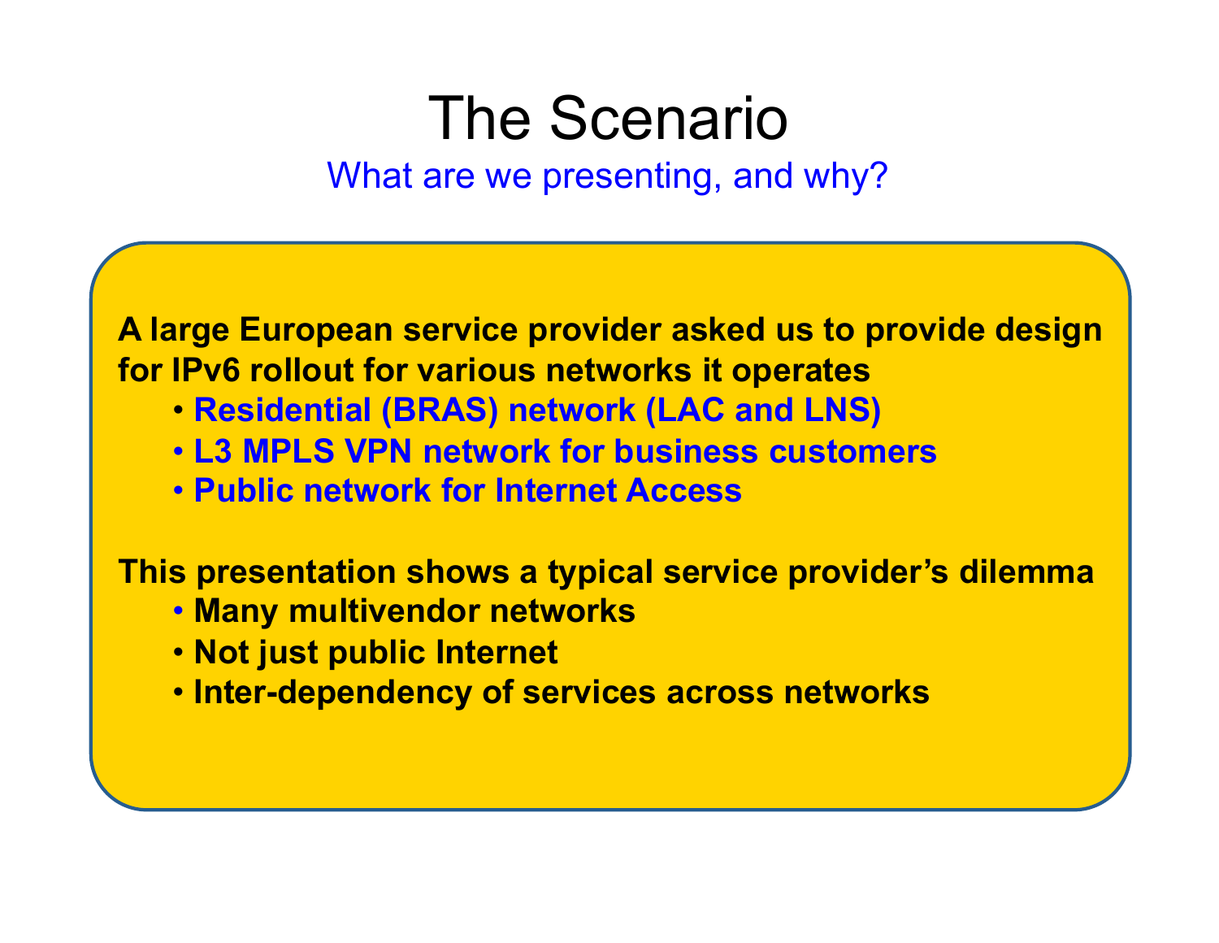# The Scenario

## What are we presenting, and why?

**A large European service provider asked us to provide design for IPv6 rollout for various networks it operates**

- **Residential (BRAS) network (LAC and LNS)**
- **L3 MPLS VPN network for business customers**
- **Public network for Internet Access**

**This presentation shows a typical service provider's dilemma**

- **Many multivendor networks**
- **Not just public Internet**
- **Inter-dependency of services across networks**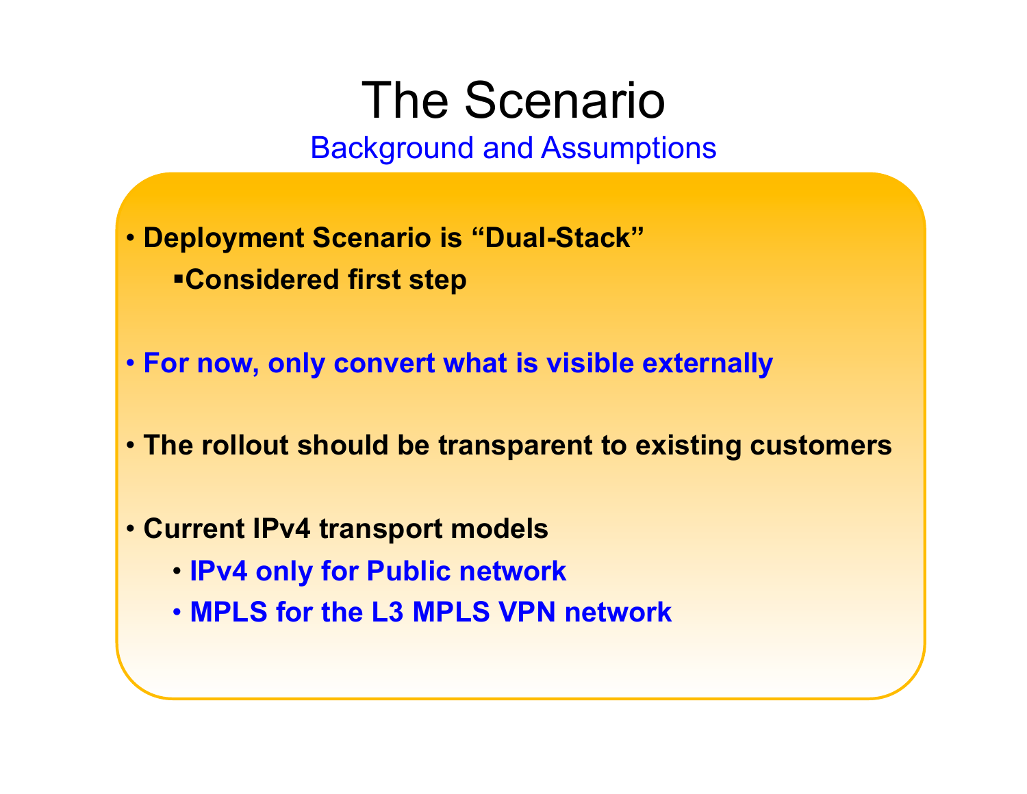# The Scenario

## Background and Assumptions

- **Deployment Scenario is "Dual-Stack"**
  - **Considered first step**
- **For now, only convert what is visible externally**
- **The rollout should be transparent to existing customers**
- **Current IPv4 transport models**
  - **IPv4 only for Public network**
  - **MPLS for the L3 MPLS VPN network**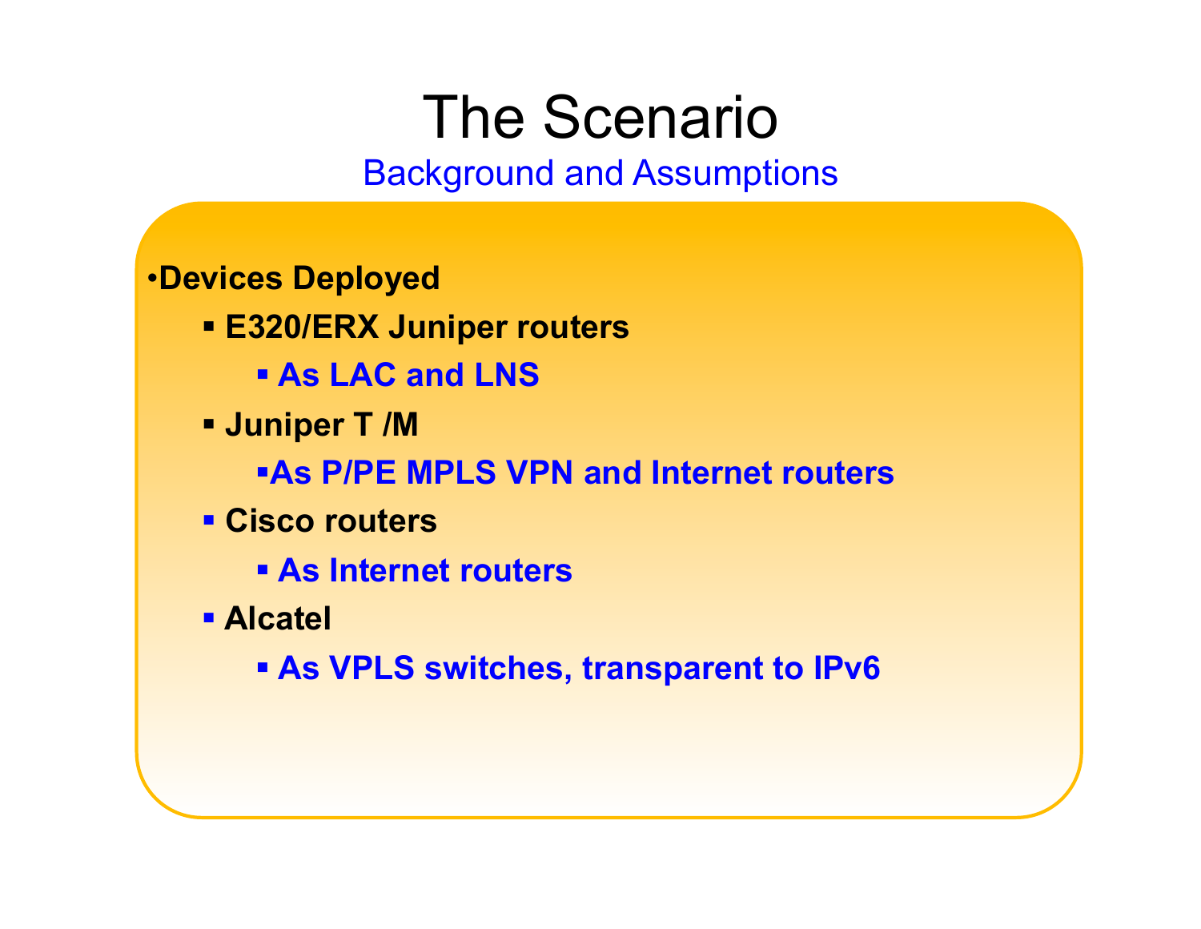# The Scenario

## Background and Assumptions

- **Devices Deployed**
  - **E320/ERX Juniper routers**
    - **As LAC and LNS**
  - **Juniper T /M**
    - **As P/PE MPLS VPN and Internet routers**
  - **Cisco routers**
    - **As Internet routers**
  - **Alcatel**
    - **As VPLS switches, transparent to IPv6**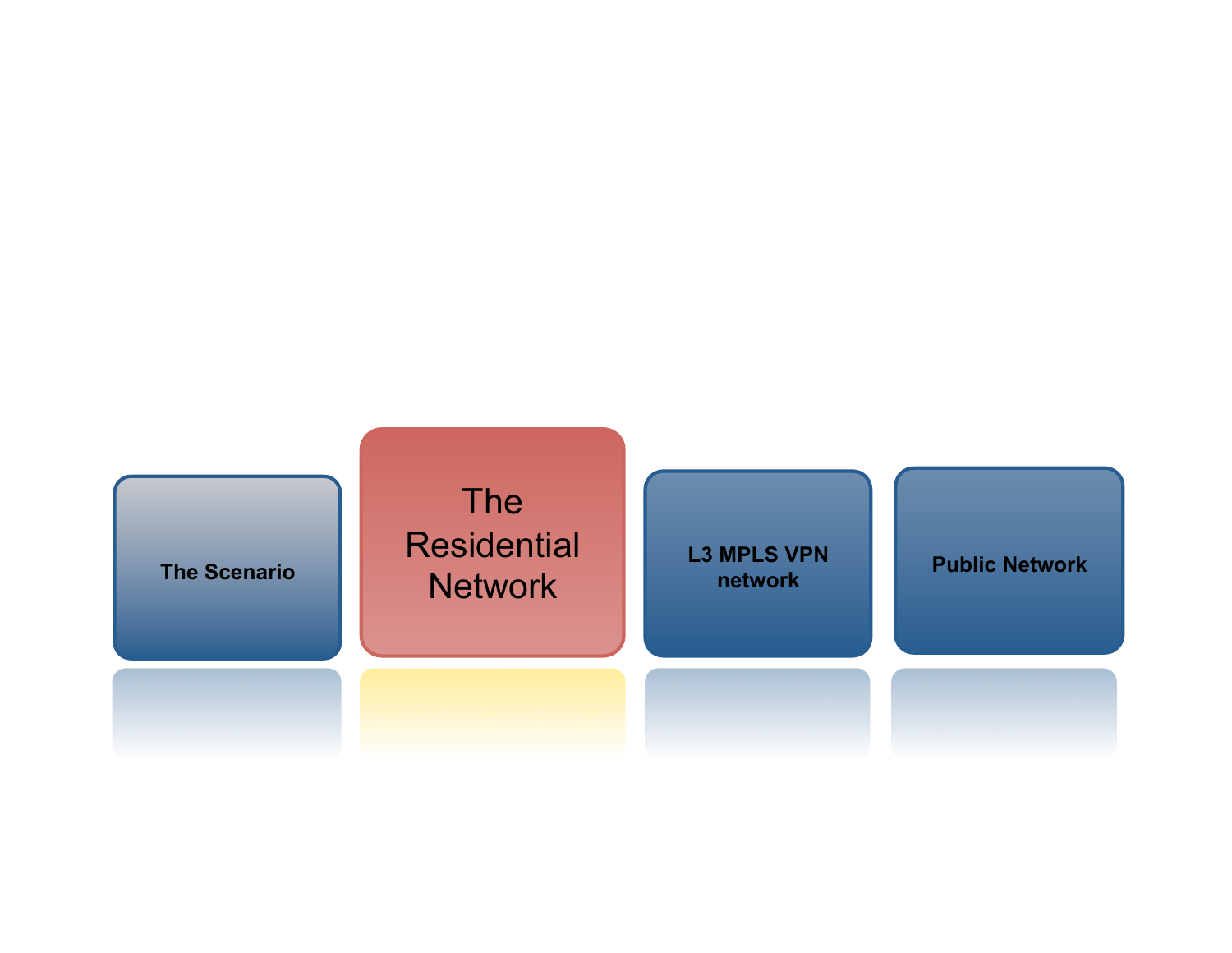The Scenario

**The Residential Network**

L3 MPLS VPN network

Public Network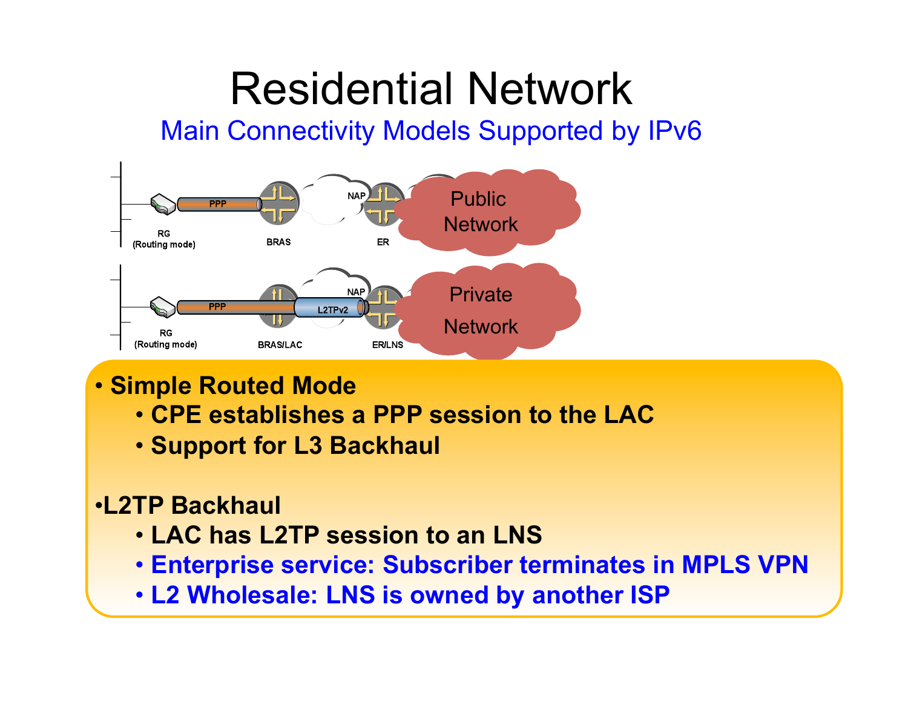# Residential Network

## Main Connectivity Models Supported by IPv6

RG (Routing mode) — PPP — BRAS — NAP — ER — Public Network

RG (Routing mode) — PPP — BRAS/LAC — L2TPv2 — NAP — ER/LNS — Private Network

- **Simple Routed Mode**
  - **CPE establishes a PPP session to the LAC**
  - **Support for L3 Backhaul**

- **L2TP Backhaul**
  - **LAC has L2TP session to an LNS**
  - **Enterprise service: Subscriber terminates in MPLS VPN**
  - **L2 Wholesale: LNS is owned by another ISP**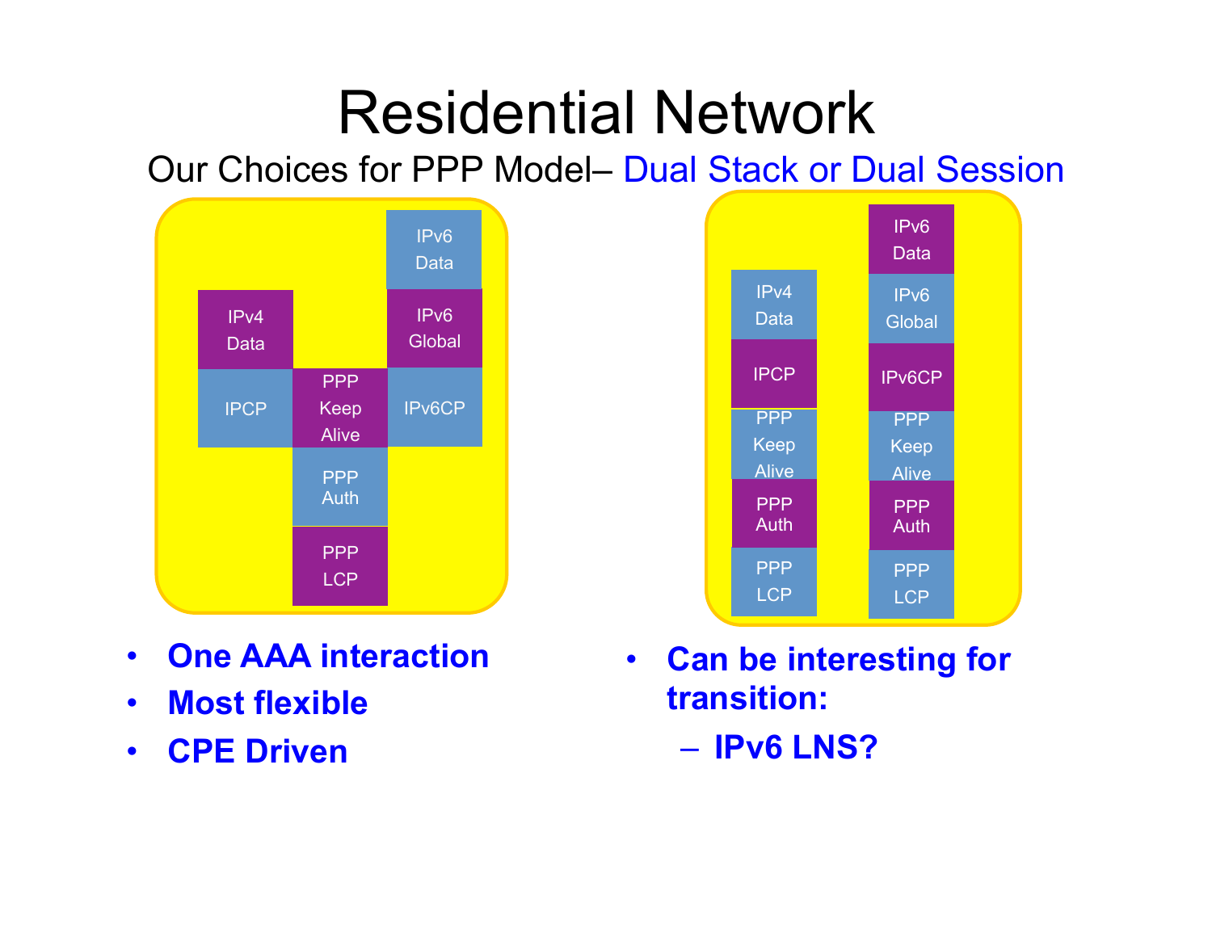# Residential Network

## Our Choices for PPP Model– Dual Stack or Dual Session

| | | |
|---|---|---|
| | | IPv6 Data |
| IPv4 Data | | IPv6 Global |
| IPCP | PPP Keep Alive | IPv6CP |
| | PPP Auth | |
| | PPP LCP | |

- **One AAA interaction**
- **Most flexible**
- **CPE Driven**

| | |
|---|---|
| | IPv6 Data |
| IPv4 Data | IPv6 Global |
| IPCP | IPv6CP |
| PPP Keep Alive | PPP Keep Alive |
| PPP Auth | PPP Auth |
| PPP LCP | PPP LCP |

- **Can be interesting for transition:**
  - **IPv6 LNS?**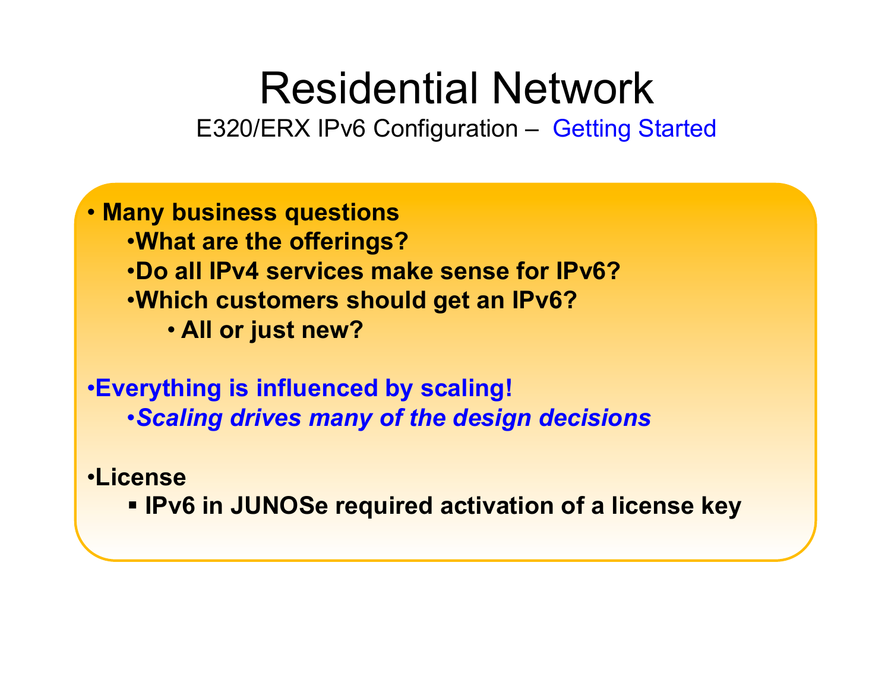# Residential Network

## E320/ERX IPv6 Configuration – Getting Started

- **Many business questions**
  - **What are the offerings?**
  - **Do all IPv4 services make sense for IPv6?**
  - **Which customers should get an IPv6?**
    - **All or just new?**

- **Everything is influenced by scaling!**
  - ***Scaling drives many of the design decisions***

- **License**
  - **IPv6 in JUNOSe required activation of a license key**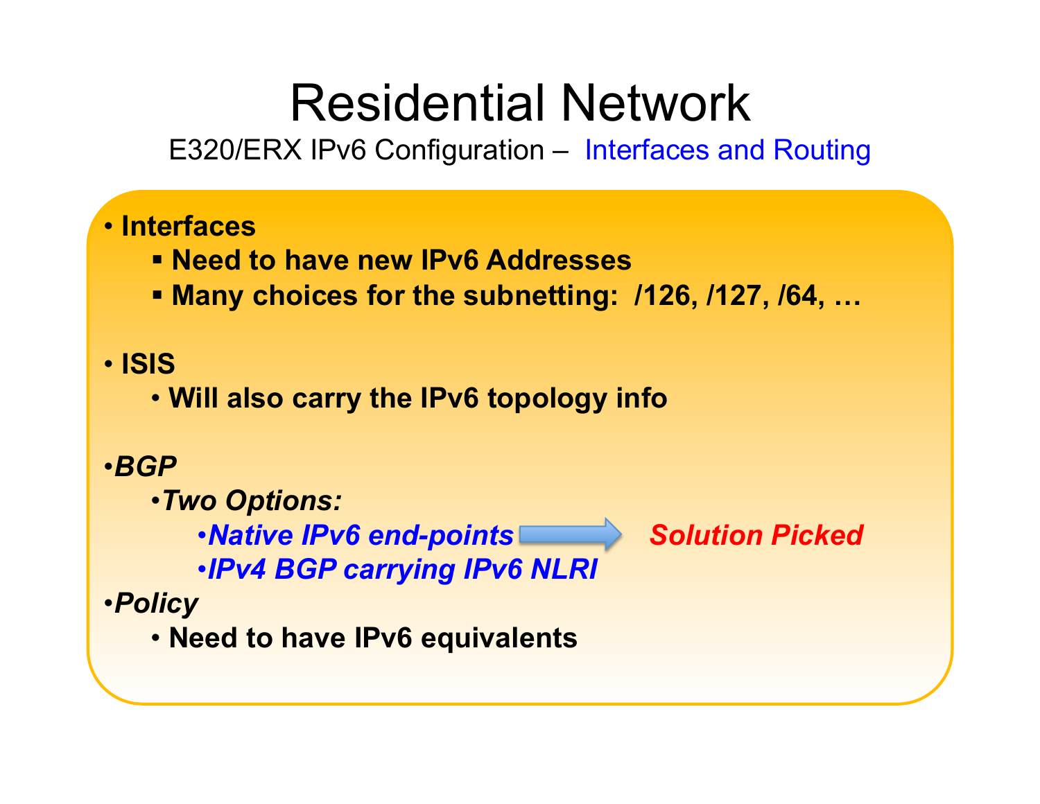# Residential Network

E320/ERX IPv6 Configuration – Interfaces and Routing

- **Interfaces**
  - **Need to have new IPv6 Addresses**
  - **Many choices for the subnetting: /126, /127, /64, …**

- **ISIS**
  - **Will also carry the IPv6 topology info**

- ***BGP***
  - ***Two Options:***
    - ***Native IPv6 end-points*** → ***Solution Picked***
    - ***IPv4 BGP carrying IPv6 NLRI***
- ***Policy***
  - **Need to have IPv6 equivalents**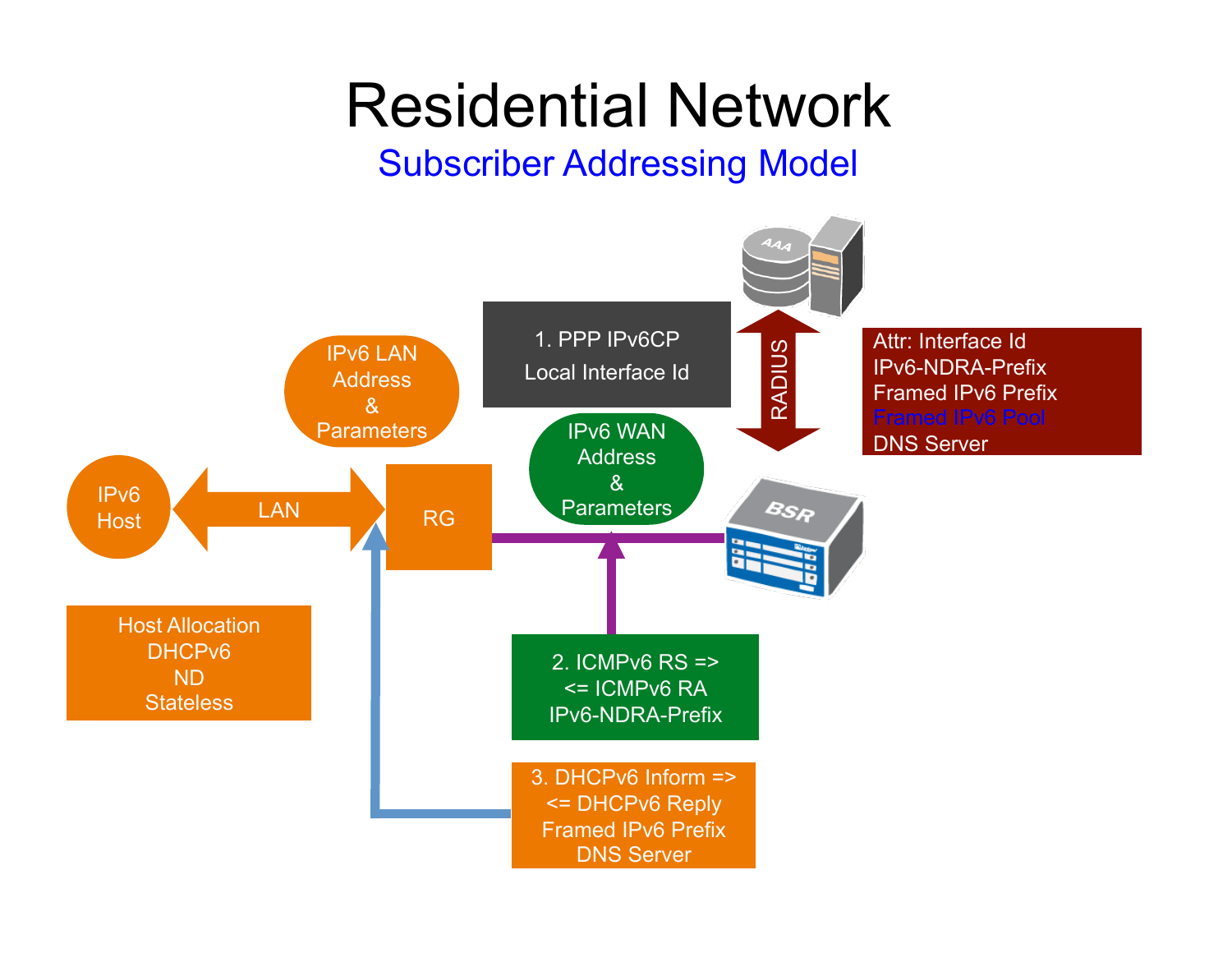# Residential Network

## Subscriber Addressing Model

1. PPP IPv6CP
Local Interface Id

RADIUS

Attr: Interface Id
IPv6-NDRA-Prefix
Framed IPv6 Prefix
Framed IPv6 Pool
DNS Server

IPv6 LAN
Address
&
Parameters

IPv6 WAN
Address
&
Parameters

IPv6 Host

LAN

RG

BSR

Host Allocation
DHCPv6
ND
Stateless

2. ICMPv6 RS =>
<= ICMPv6 RA
IPv6-NDRA-Prefix

3. DHCPv6 Inform =>
<= DHCPv6 Reply
Framed IPv6 Prefix
DNS Server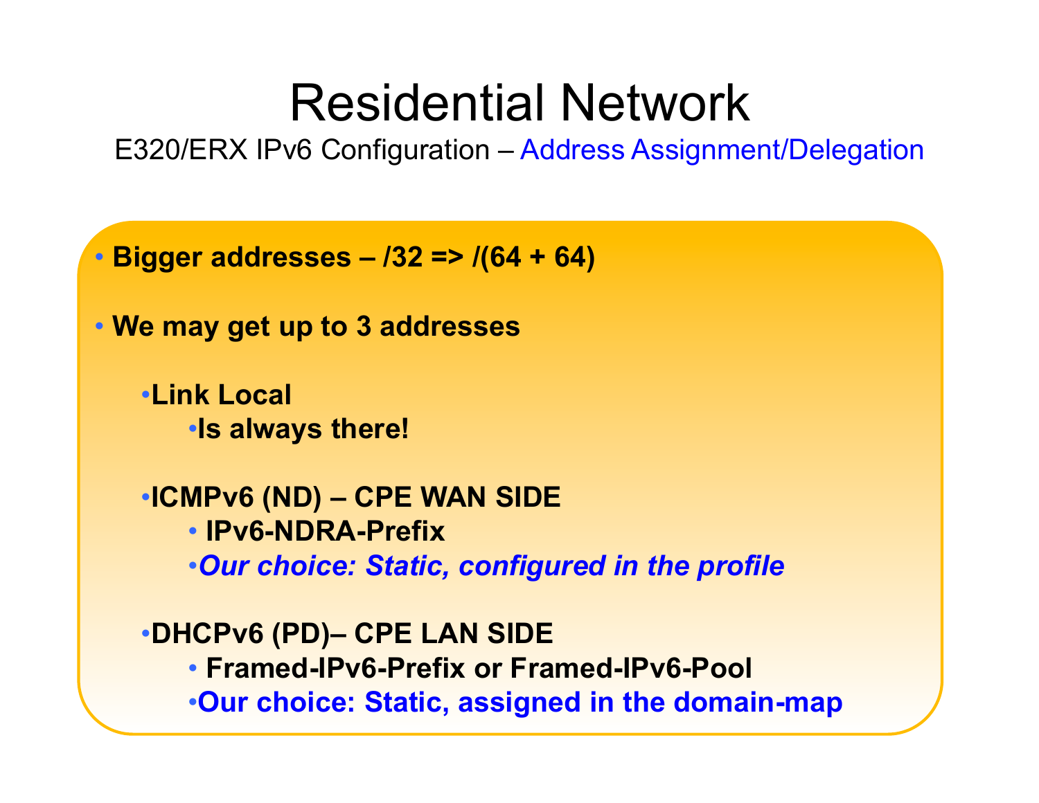# Residential Network

## E320/ERX IPv6 Configuration – Address Assignment/Delegation

- **Bigger addresses – /32 => /(64 + 64)**
- **We may get up to 3 addresses**
  - **Link Local**
    - **Is always there!**
  - **ICMPv6 (ND) – CPE WAN SIDE**
    - **IPv6-NDRA-Prefix**
    - ***Our choice: Static, configured in the profile***
  - **DHCPv6 (PD)– CPE LAN SIDE**
    - **Framed-IPv6-Prefix or Framed-IPv6-Pool**
    - **Our choice: Static, assigned in the domain-map**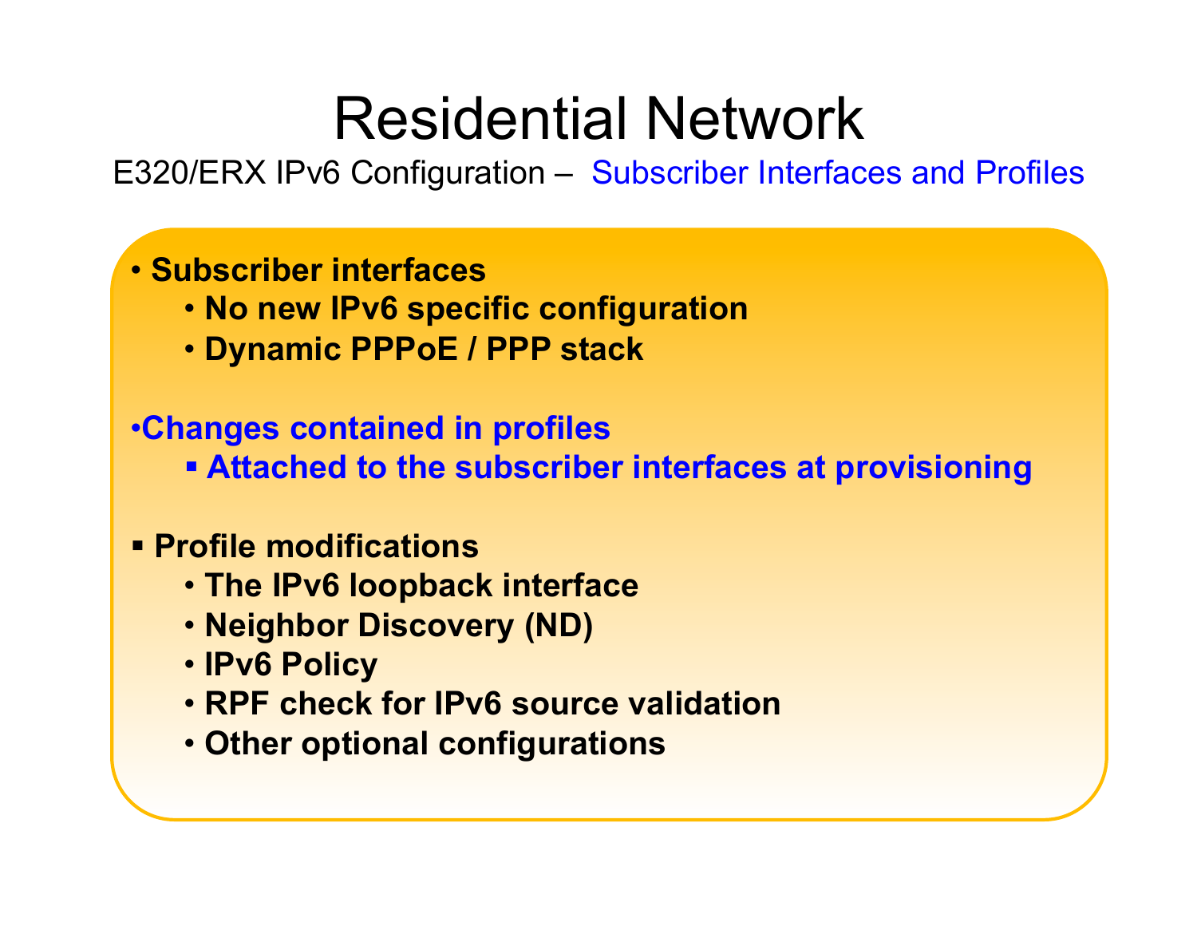# Residential Network

## E320/ERX IPv6 Configuration – Subscriber Interfaces and Profiles

- **Subscriber interfaces**
  - **No new IPv6 specific configuration**
  - **Dynamic PPPoE / PPP stack**

- **Changes contained in profiles**
  - **Attached to the subscriber interfaces at provisioning**

- **Profile modifications**
  - **The IPv6 loopback interface**
  - **Neighbor Discovery (ND)**
  - **IPv6 Policy**
  - **RPF check for IPv6 source validation**
  - **Other optional configurations**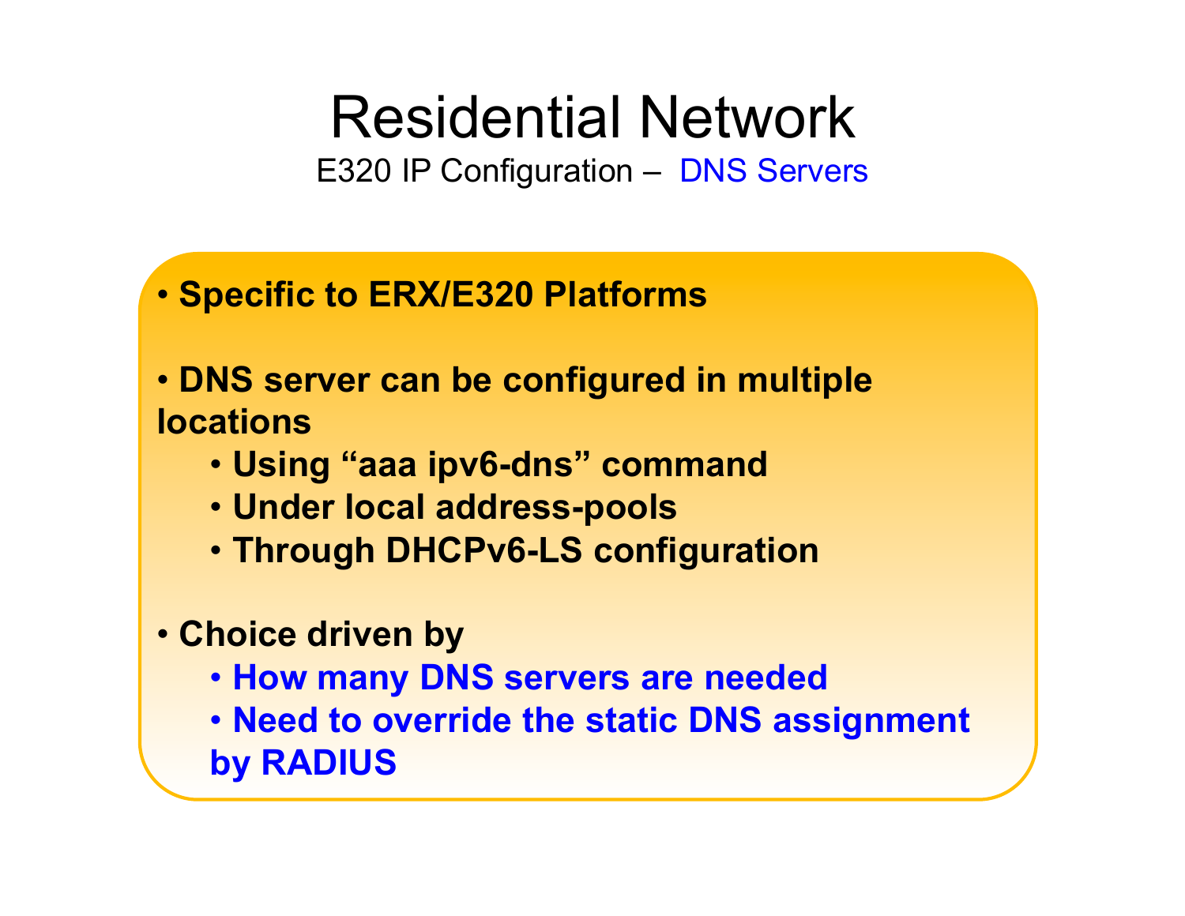# Residential Network

## E320 IP Configuration – DNS Servers

- **Specific to ERX/E320 Platforms**

- **DNS server can be configured in multiple locations**
  - **Using “aaa ipv6-dns” command**
  - **Under local address-pools**
  - **Through DHCPv6-LS configuration**

- **Choice driven by**
  - **How many DNS servers are needed**
  - **Need to override the static DNS assignment by RADIUS**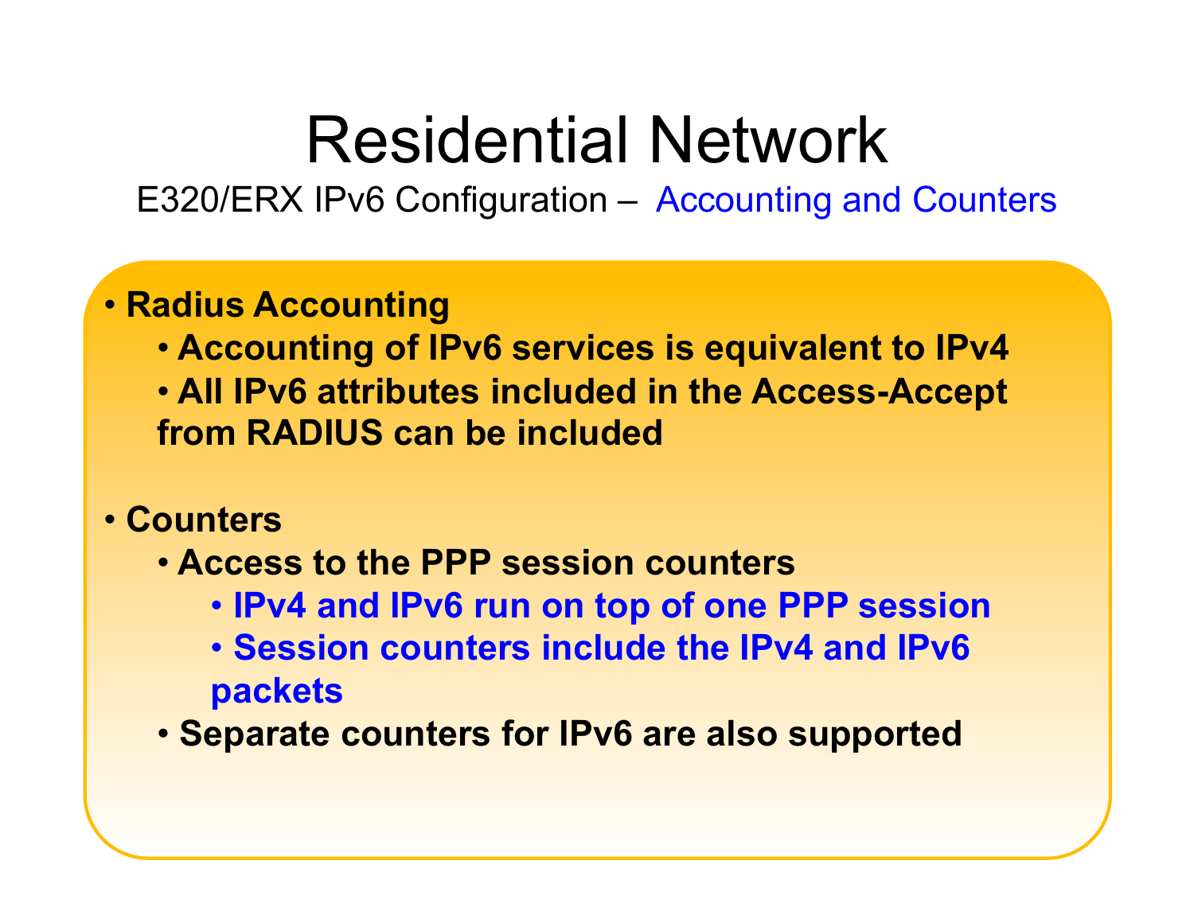# Residential Network

## E320/ERX IPv6 Configuration – Accounting and Counters

- **Radius Accounting**
  - **Accounting of IPv6 services is equivalent to IPv4**
  - **All IPv6 attributes included in the Access-Accept from RADIUS can be included**

- **Counters**
  - **Access to the PPP session counters**
    - **IPv4 and IPv6 run on top of one PPP session**
    - **Session counters include the IPv4 and IPv6 packets**
  - **Separate counters for IPv6 are also supported**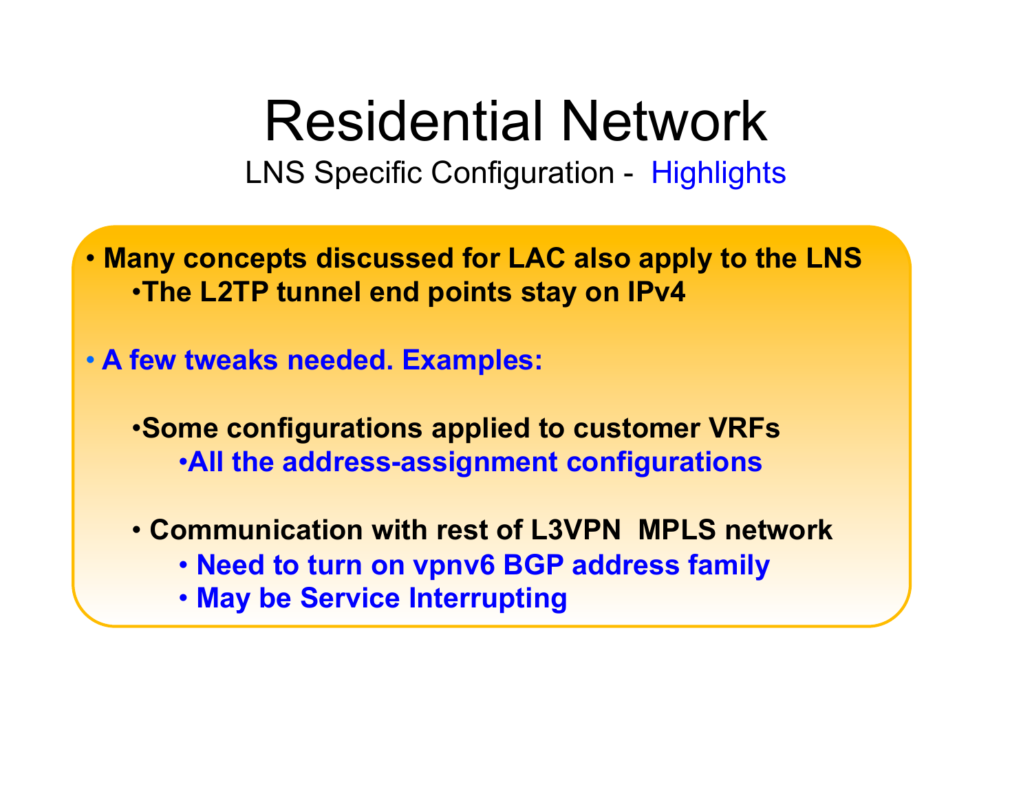# Residential Network

## LNS Specific Configuration - Highlights

- **Many concepts discussed for LAC also apply to the LNS**
  - **The L2TP tunnel end points stay on IPv4**
- **A few tweaks needed. Examples:**
  - **Some configurations applied to customer VRFs**
    - **All the address-assignment configurations**
  - **Communication with rest of L3VPN MPLS network**
    - **Need to turn on vpnv6 BGP address family**
    - **May be Service Interrupting**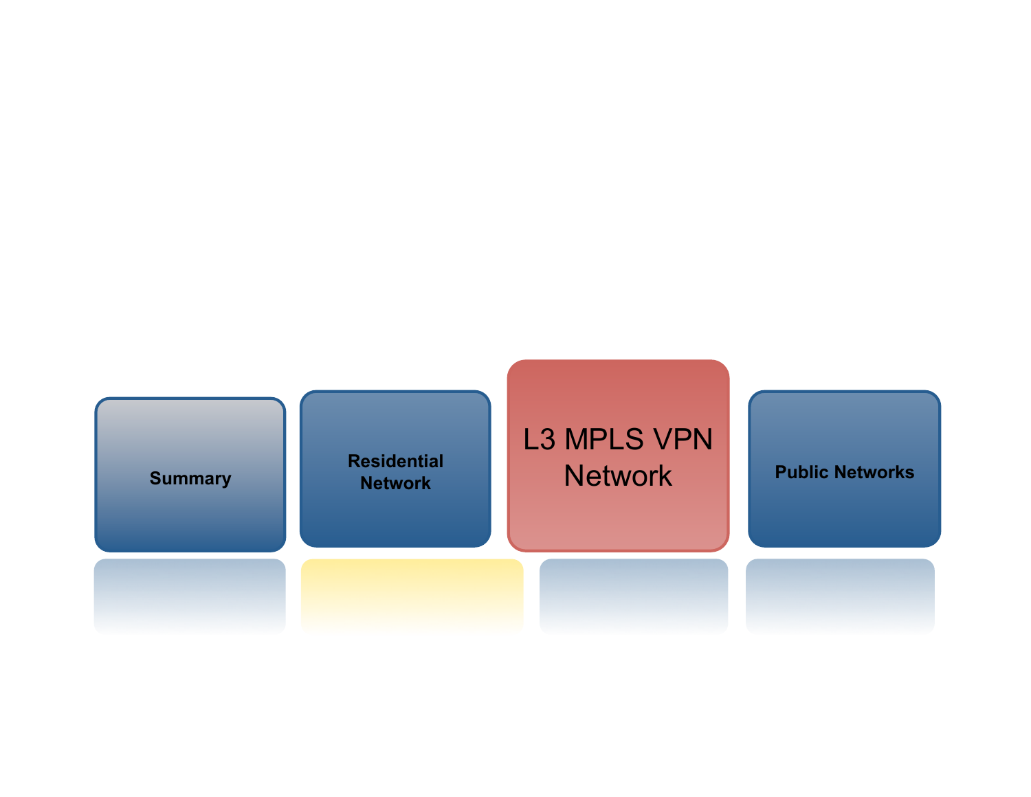Summary

Residential Network

L3 MPLS VPN Network

Public Networks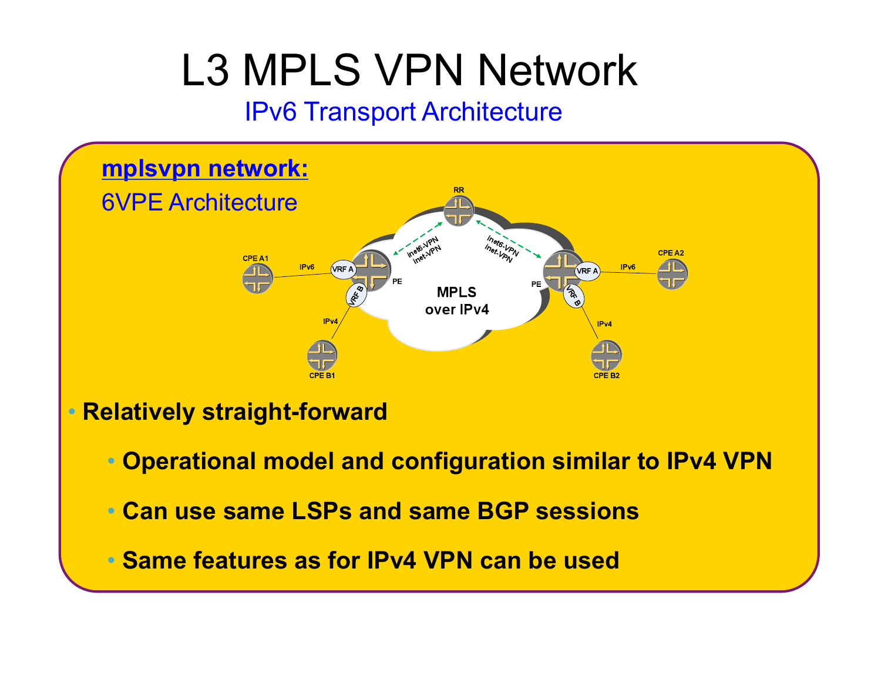# L3 MPLS VPN Network

## IPv6 Transport Architecture

**mplsvpn network:**

6VPE Architecture

- **Relatively straight-forward**
  - **Operational model and configuration similar to IPv4 VPN**
  - **Can use same LSPs and same BGP sessions**
  - **Same features as for IPv4 VPN can be used**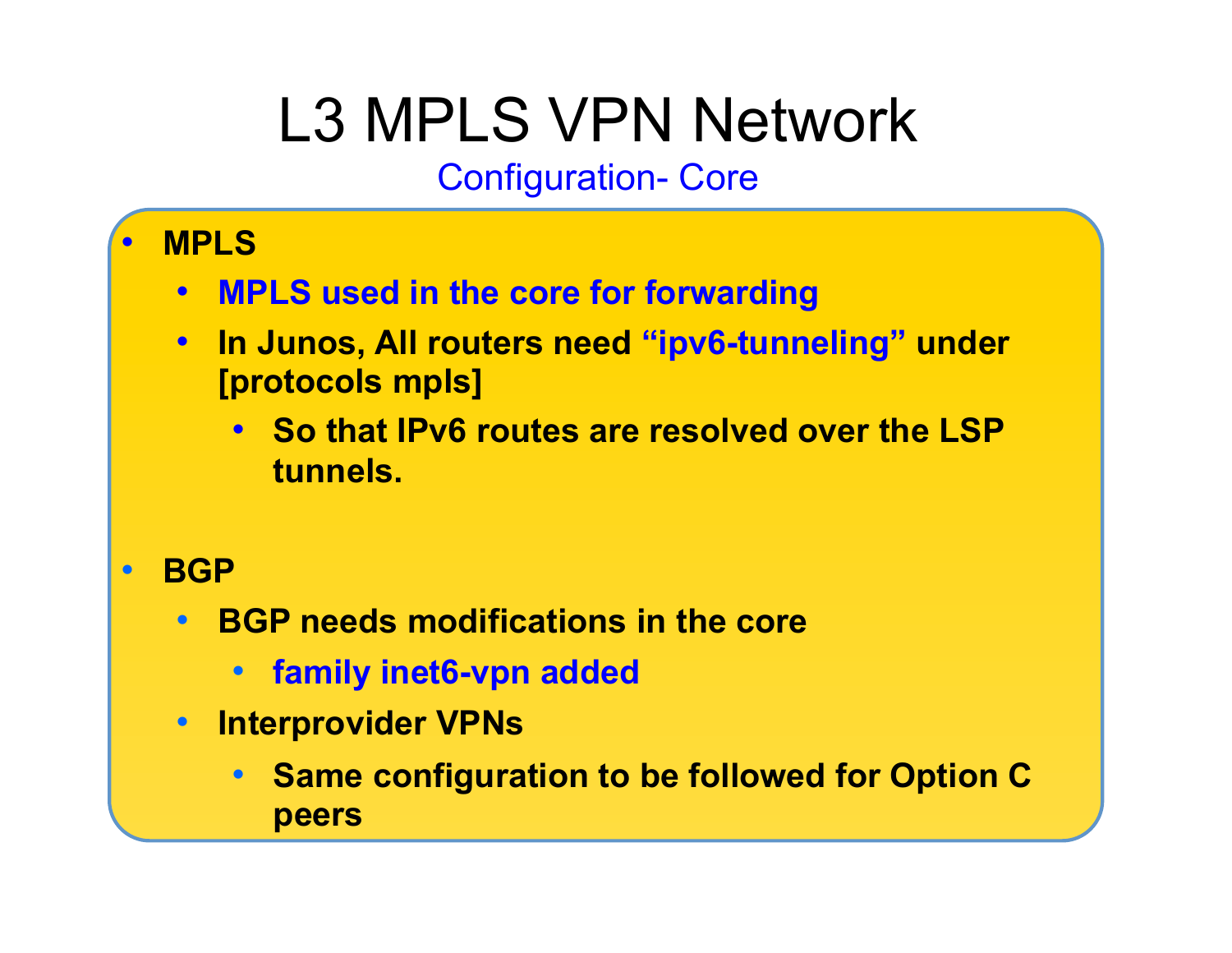# L3 MPLS VPN Network

## Configuration- Core

- **MPLS**
  - **MPLS used in the core for forwarding**
  - **In Junos, All routers need "ipv6-tunneling" under [protocols mpls]**
    - **So that IPv6 routes are resolved over the LSP tunnels.**
- **BGP**
  - **BGP needs modifications in the core**
    - **family inet6-vpn added**
  - **Interprovider VPNs**
    - **Same configuration to be followed for Option C peers**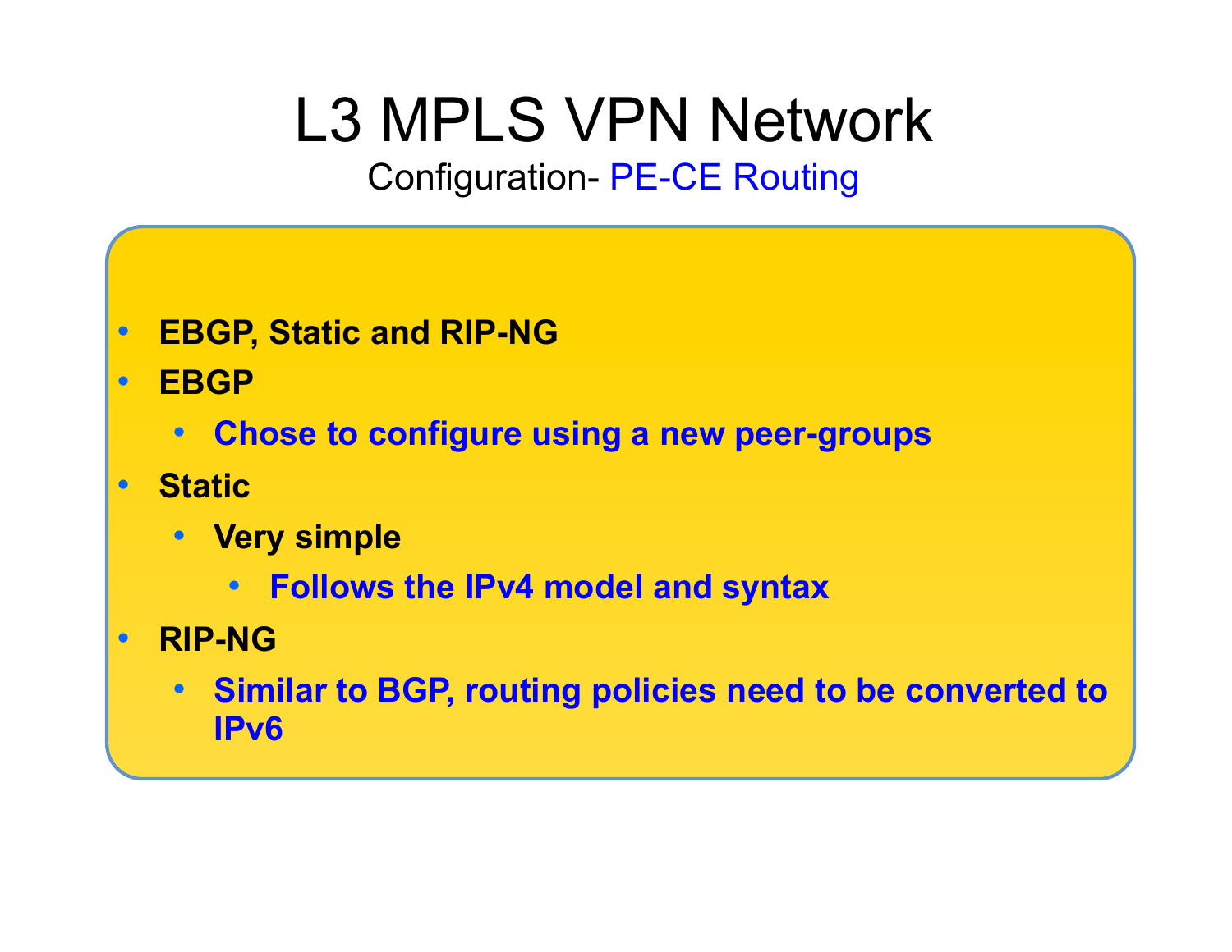# L3 MPLS VPN Network

## Configuration- PE-CE Routing

- **EBGP, Static and RIP-NG**
- **EBGP**
  - **Chose to configure using a new peer-groups**
- **Static**
  - **Very simple**
    - **Follows the IPv4 model and syntax**
- **RIP-NG**
  - **Similar to BGP, routing policies need to be converted to IPv6**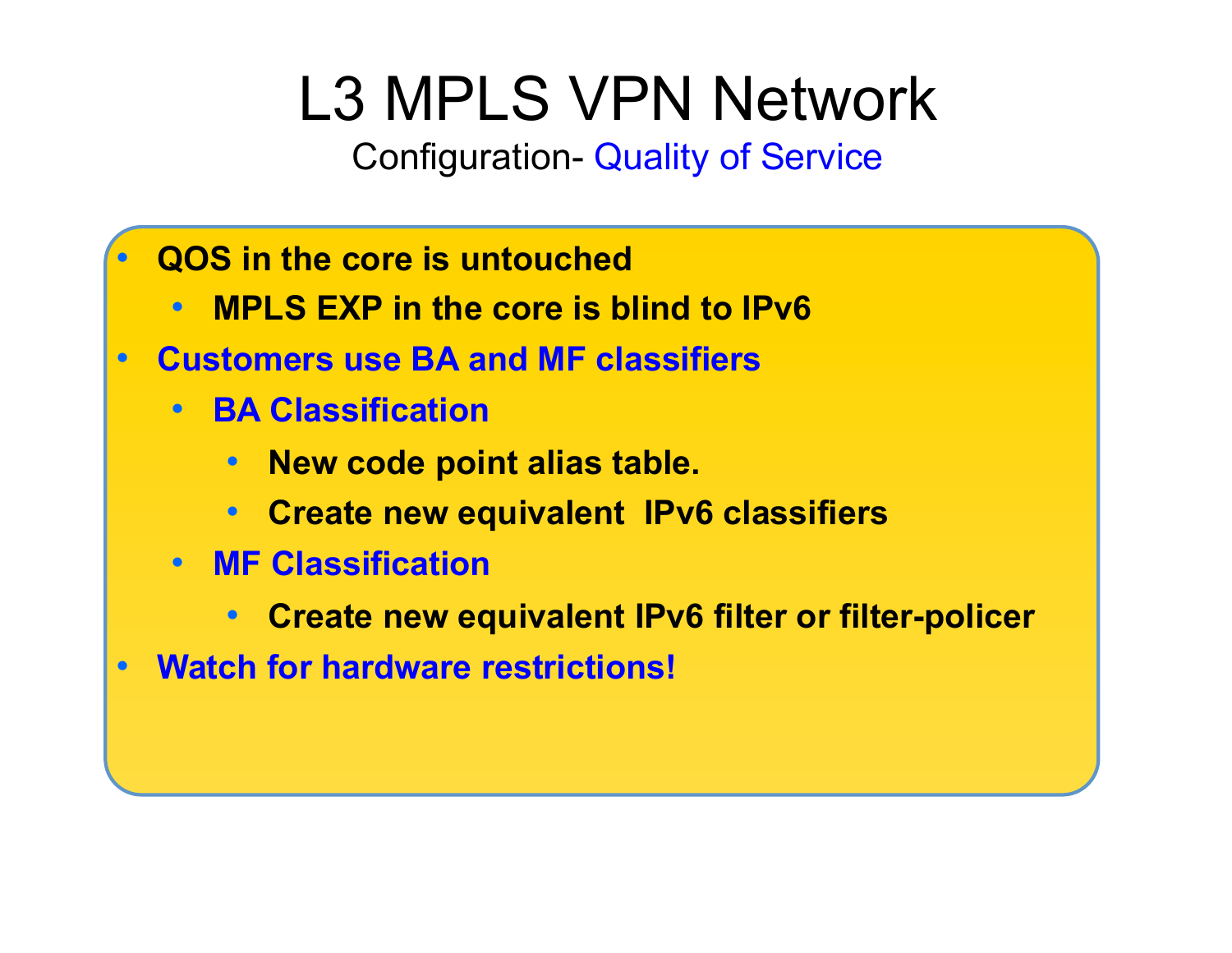# L3 MPLS VPN Network

## Configuration- Quality of Service

- **QOS in the core is untouched**
  - **MPLS EXP in the core is blind to IPv6**
- **Customers use BA and MF classifiers**
  - **BA Classification**
    - **New code point alias table.**
    - **Create new equivalent  IPv6 classifiers**
  - **MF Classification**
    - **Create new equivalent IPv6 filter or filter-policer**
- **Watch for hardware restrictions!**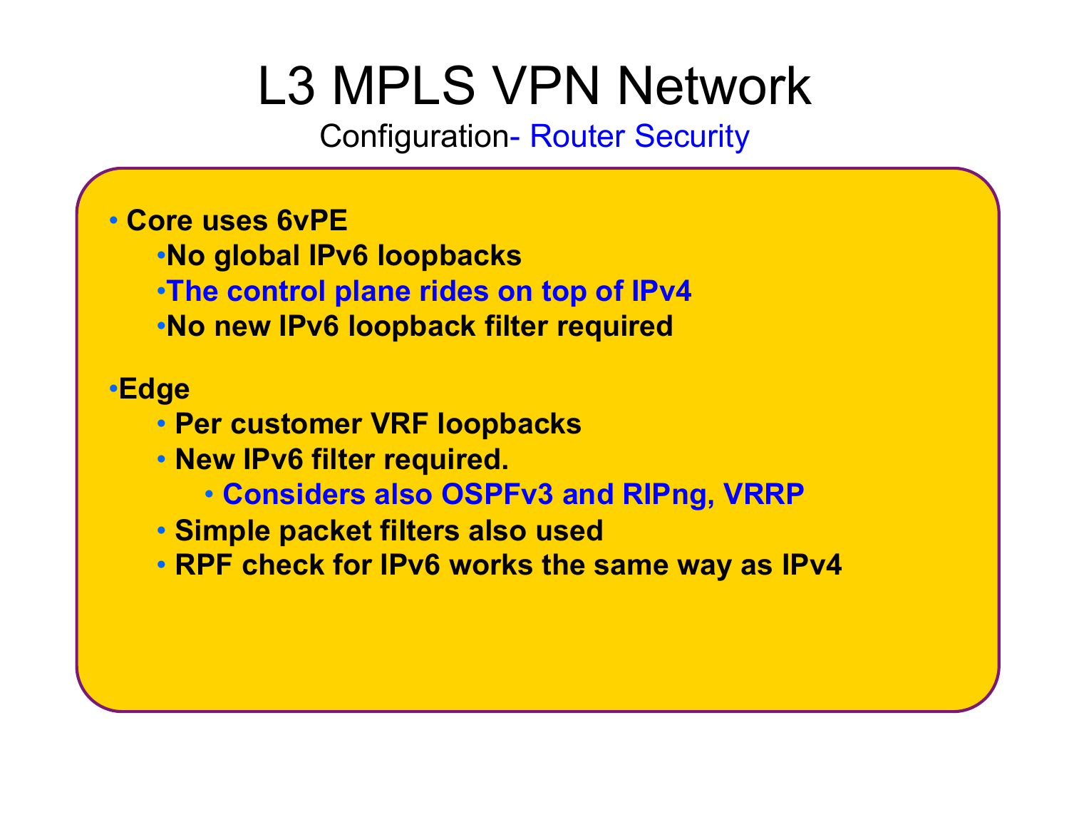# L3 MPLS VPN Network

## Configuration- Router Security

- **Core uses 6vPE**
  - **No global IPv6 loopbacks**
  - **The control plane rides on top of IPv4**
  - **No new IPv6 loopback filter required**

- **Edge**
  - **Per customer VRF loopbacks**
  - **New IPv6 filter required.**
    - **Considers also OSPFv3 and RIPng, VRRP**
  - **Simple packet filters also used**
  - **RPF check for IPv6 works the same way as IPv4**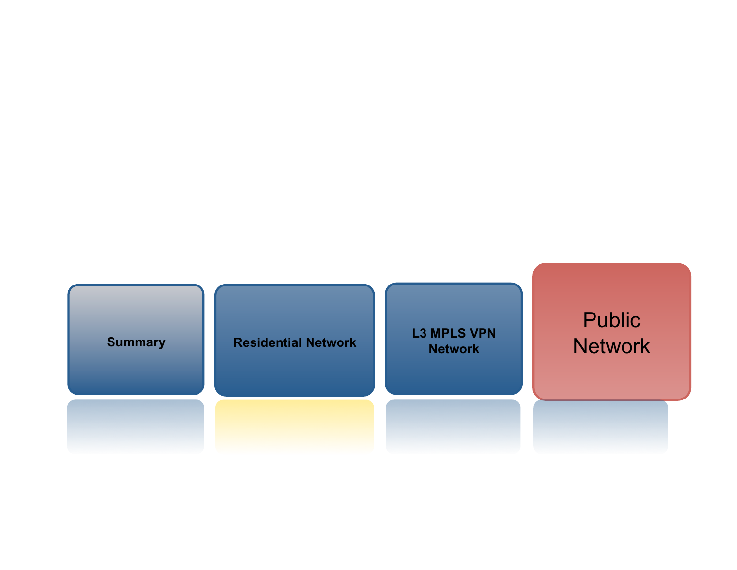Summary

Residential Network

L3 MPLS VPN Network

Public Network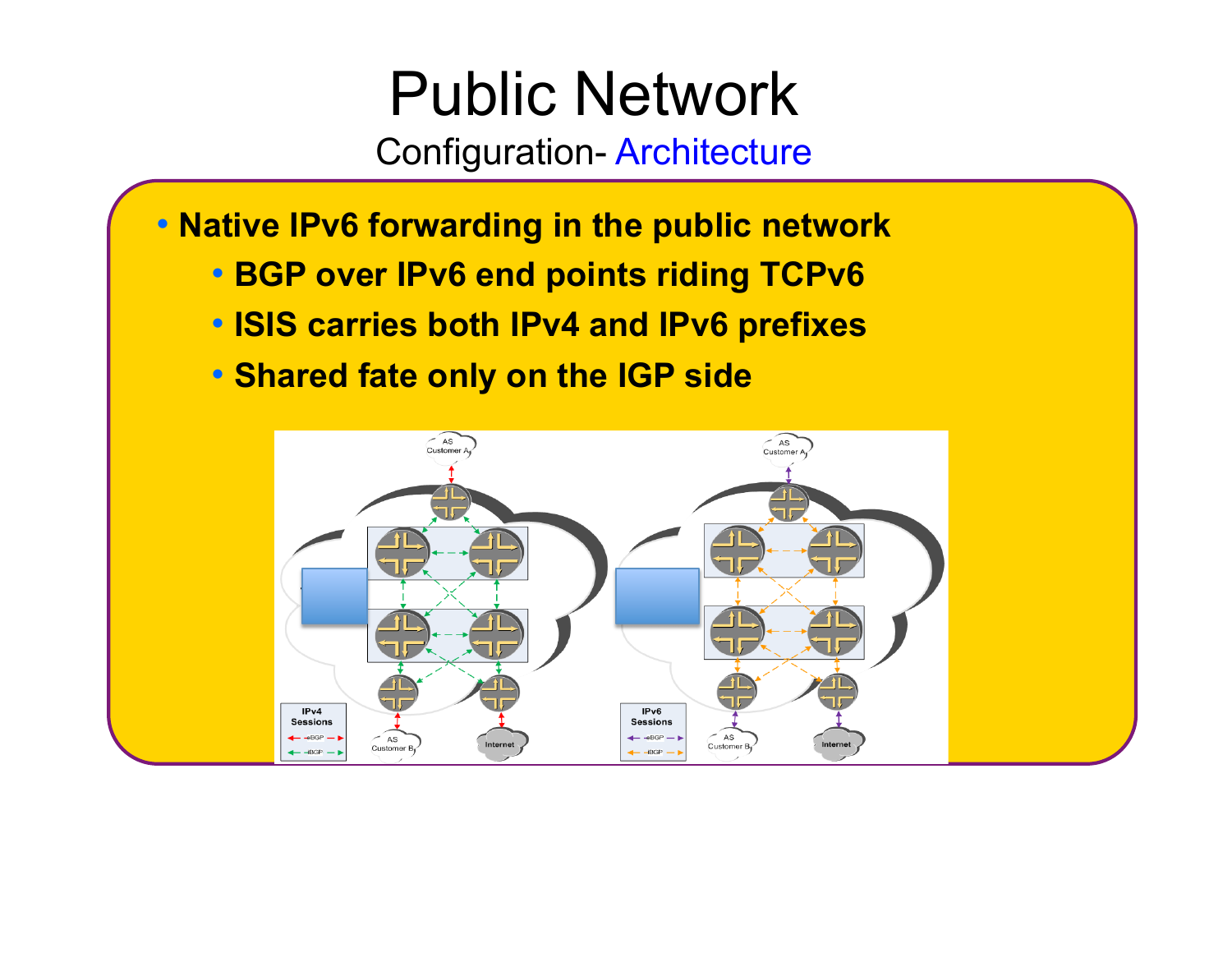# Public Network

## Configuration- Architecture

- **Native IPv6 forwarding in the public network**
  - **BGP over IPv6 end points riding TCPv6**
  - **ISIS carries both IPv4 and IPv6 prefixes**
  - **Shared fate only on the IGP side**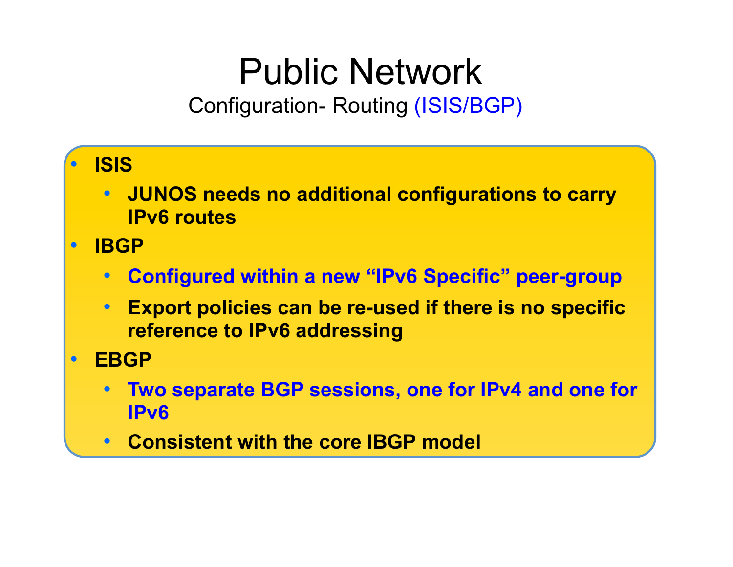# Public Network

## Configuration- Routing (ISIS/BGP)

- **ISIS**
  - **JUNOS needs no additional configurations to carry IPv6 routes**
- **IBGP**
  - **Configured within a new "IPv6 Specific" peer-group**
  - **Export policies can be re-used if there is no specific reference to IPv6 addressing**
- **EBGP**
  - **Two separate BGP sessions, one for IPv4 and one for IPv6**
  - **Consistent with the core IBGP model**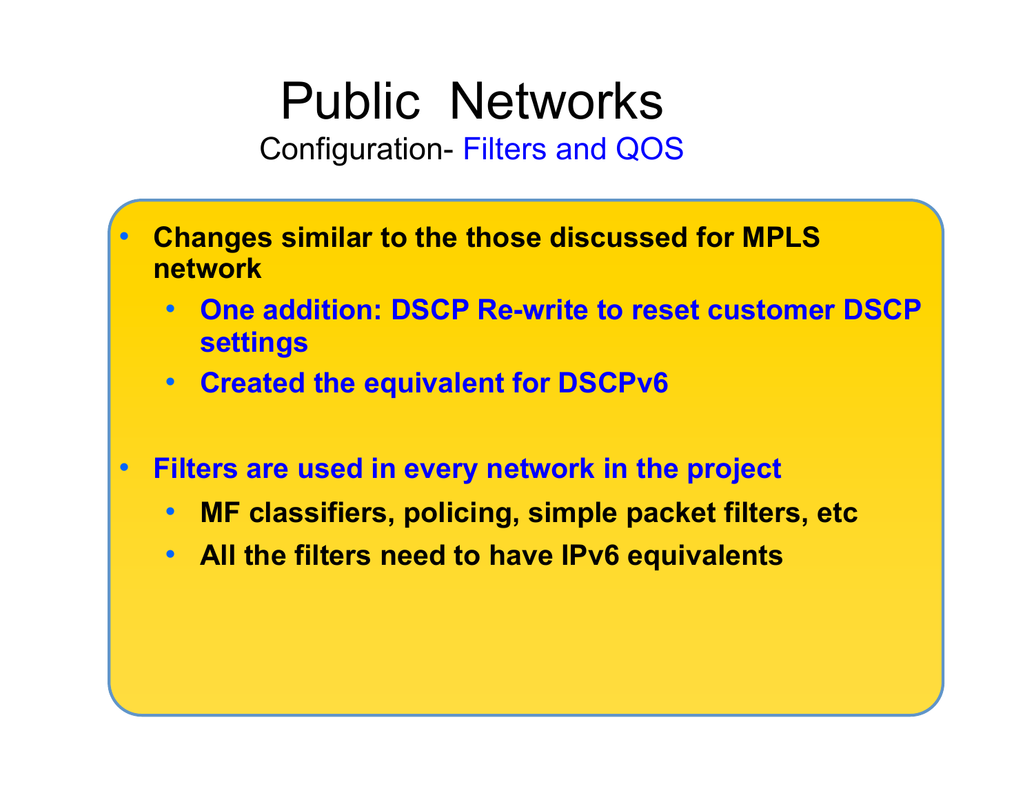# Public Networks

## Configuration- Filters and QOS

- **Changes similar to the those discussed for MPLS network**
  - **One addition: DSCP Re-write to reset customer DSCP settings**
  - **Created the equivalent for DSCPv6**

- **Filters are used in every network in the project**
  - **MF classifiers, policing, simple packet filters, etc**
  - **All the filters need to have IPv6 equivalents**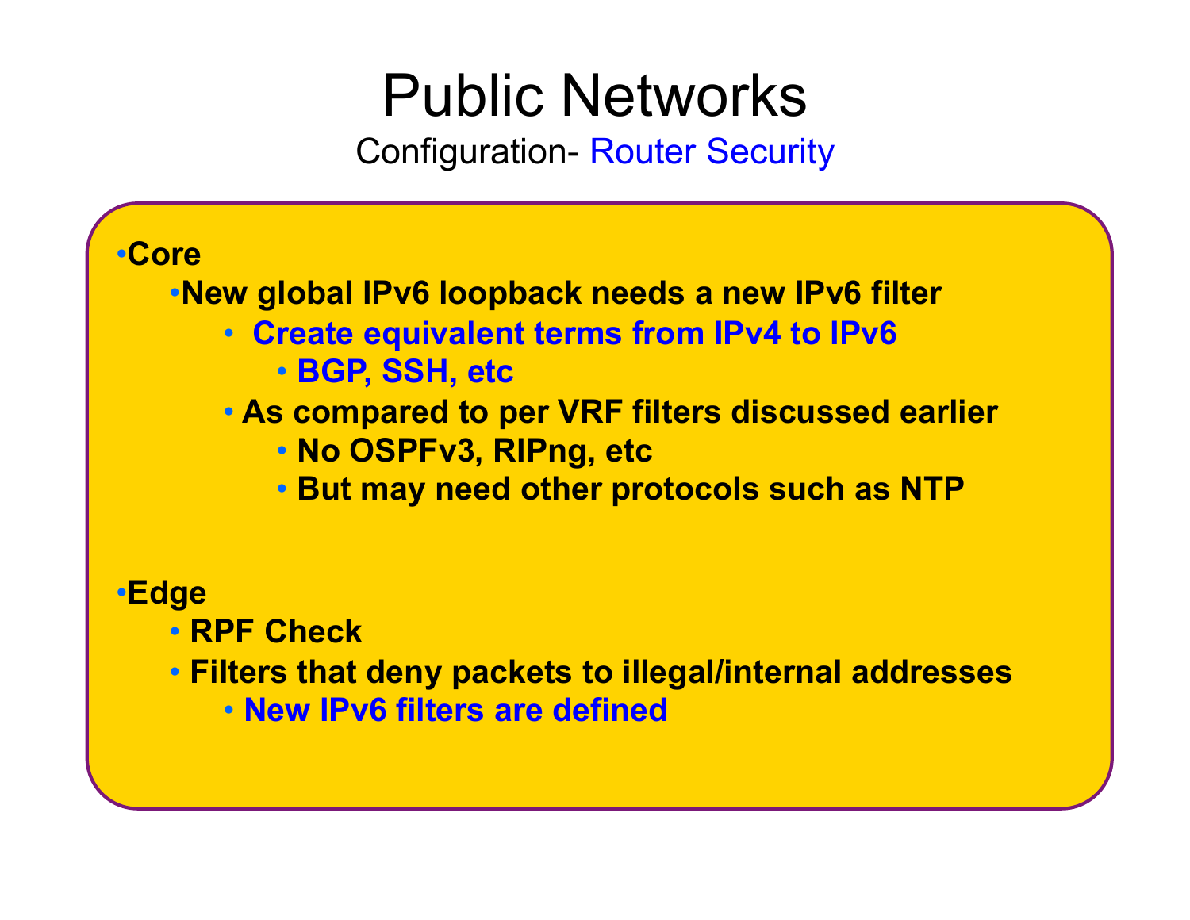# Public Networks

## Configuration- Router Security

- **Core**
  - **New global IPv6 loopback needs a new IPv6 filter**
    - **Create equivalent terms from IPv4 to IPv6**
      - **BGP, SSH, etc**
    - **As compared to per VRF filters discussed earlier**
      - **No OSPFv3, RIPng, etc**
      - **But may need other protocols such as NTP**

- **Edge**
  - **RPF Check**
  - **Filters that deny packets to illegal/internal addresses**
    - **New IPv6 filters are defined**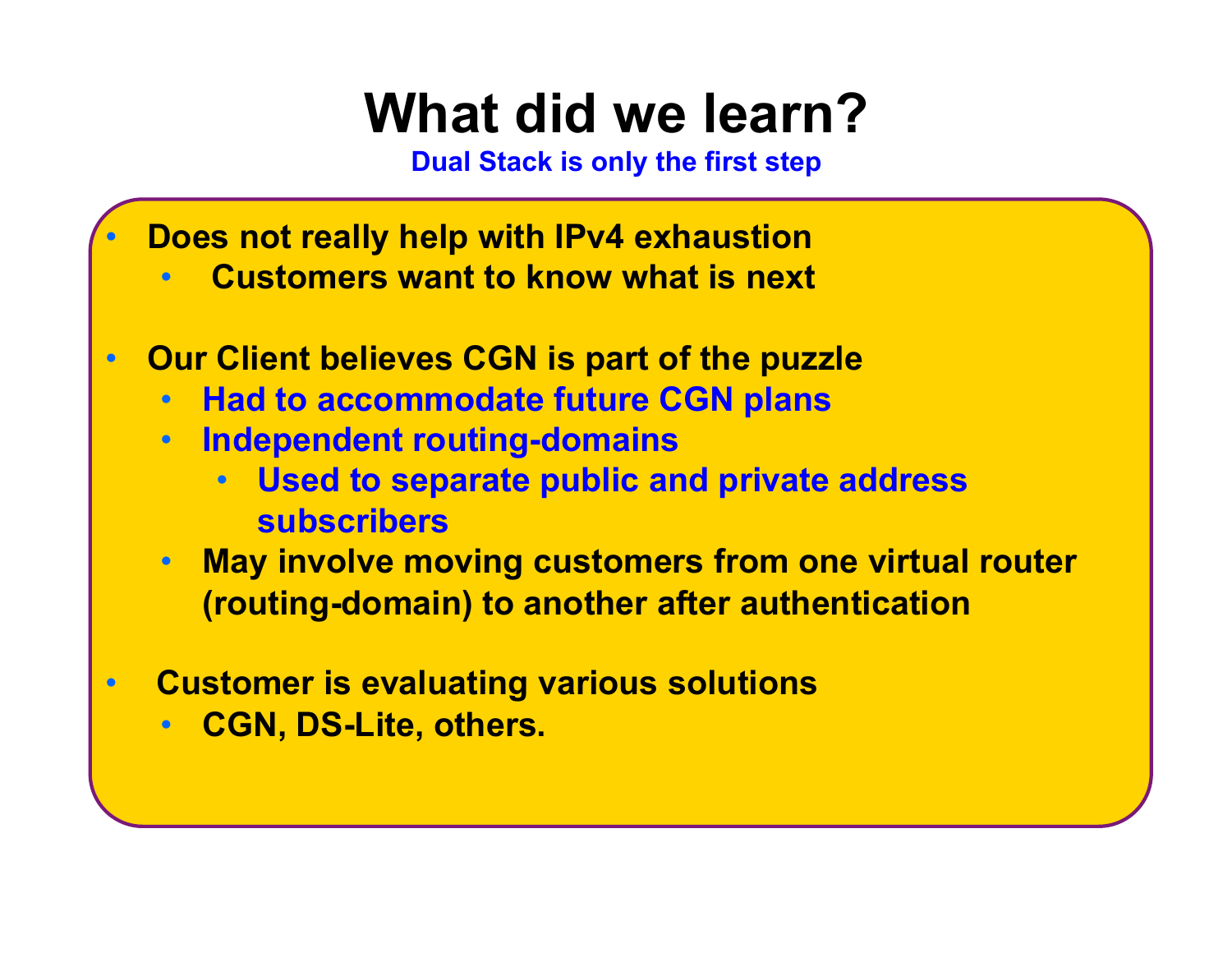# What did we learn?

**Dual Stack is only the first step**

- **Does not really help with IPv4 exhaustion**
  - **Customers want to know what is next**
- **Our Client believes CGN is part of the puzzle**
  - **Had to accommodate future CGN plans**
  - **Independent routing-domains**
    - **Used to separate public and private address subscribers**
  - **May involve moving customers from one virtual router (routing-domain) to another after authentication**
- **Customer is evaluating various solutions**
  - **CGN, DS-Lite, others.**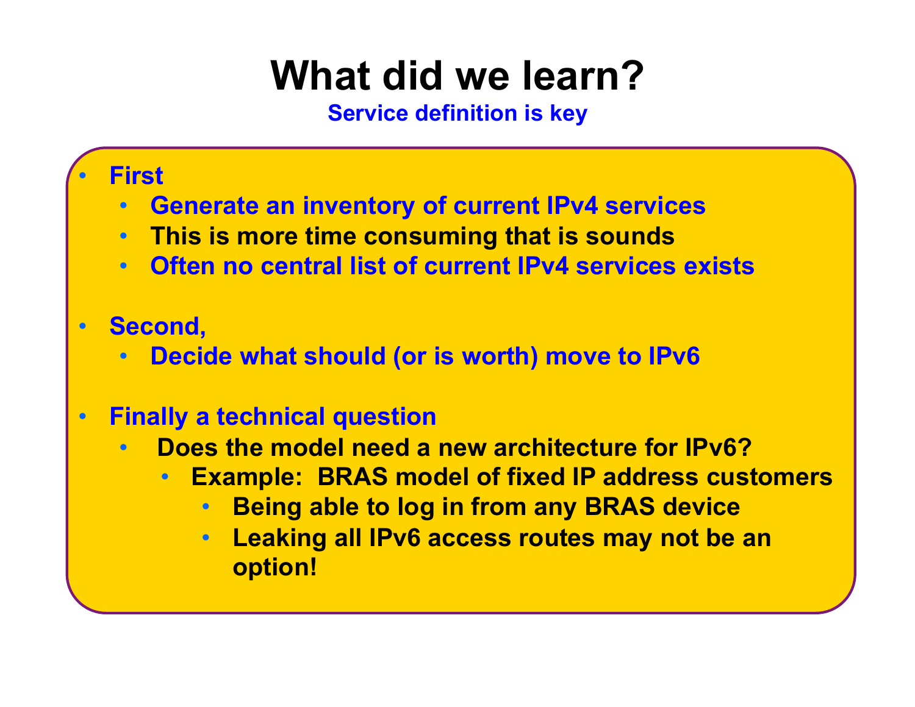# What did we learn?

**Service definition is key**

- **First**
  - **Generate an inventory of current IPv4 services**
  - **This is more time consuming that is sounds**
  - **Often no central list of current IPv4 services exists**
- **Second,**
  - **Decide what should (or is worth) move to IPv6**
- **Finally a technical question**
  - **Does the model need a new architecture for IPv6?**
    - **Example: BRAS model of fixed IP address customers**
      - **Being able to log in from any BRAS device**
      - **Leaking all IPv6 access routes may not be an option!**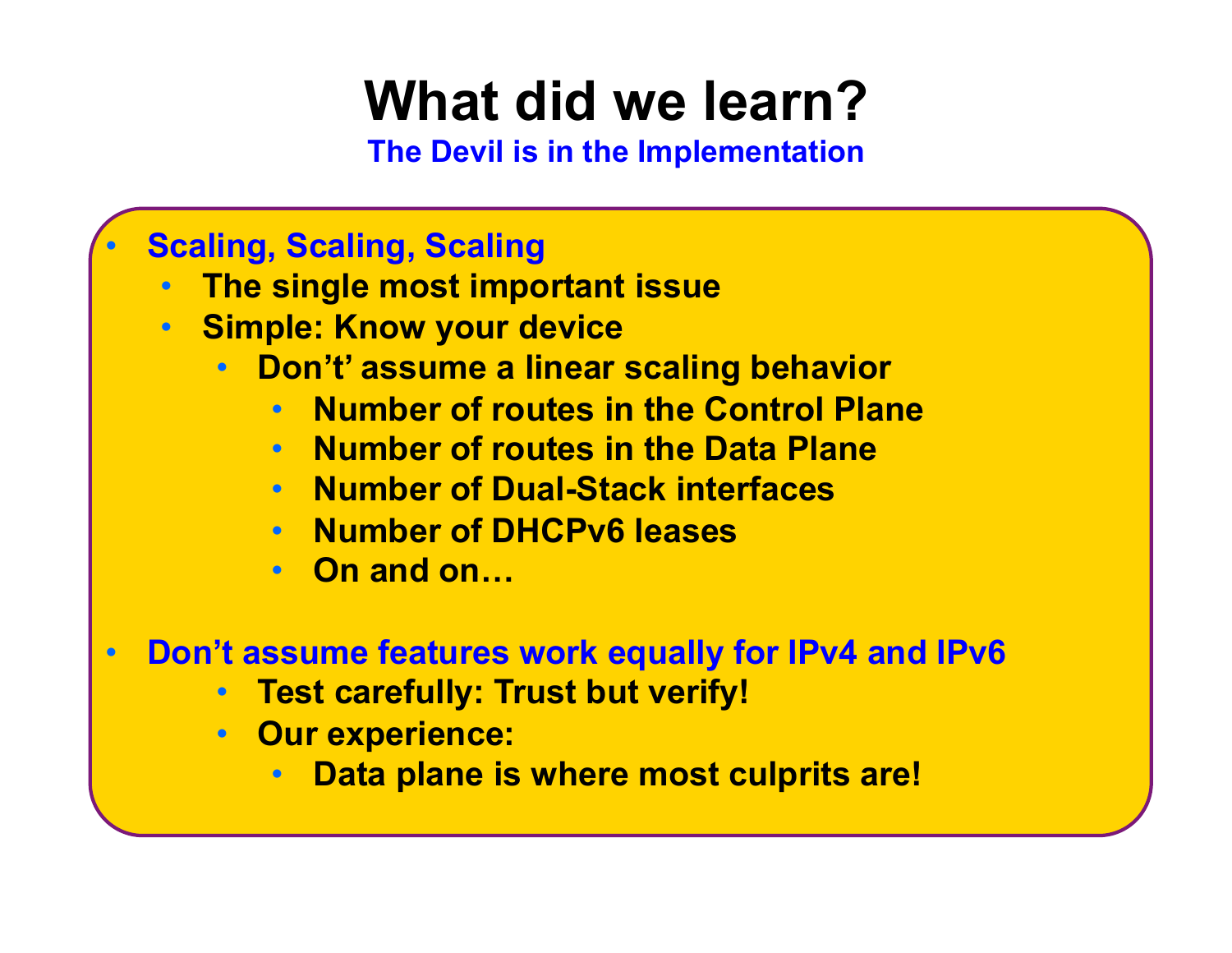# What did we learn?

**The Devil is in the Implementation**

- **Scaling, Scaling, Scaling**
  - **The single most important issue**
  - **Simple: Know your device**
    - **Don't' assume a linear scaling behavior**
      - **Number of routes in the Control Plane**
      - **Number of routes in the Data Plane**
      - **Number of Dual-Stack interfaces**
      - **Number of DHCPv6 leases**
      - **On and on…**

- **Don't assume features work equally for IPv4 and IPv6**
  - **Test carefully: Trust but verify!**
  - **Our experience:**
    - **Data plane is where most culprits are!**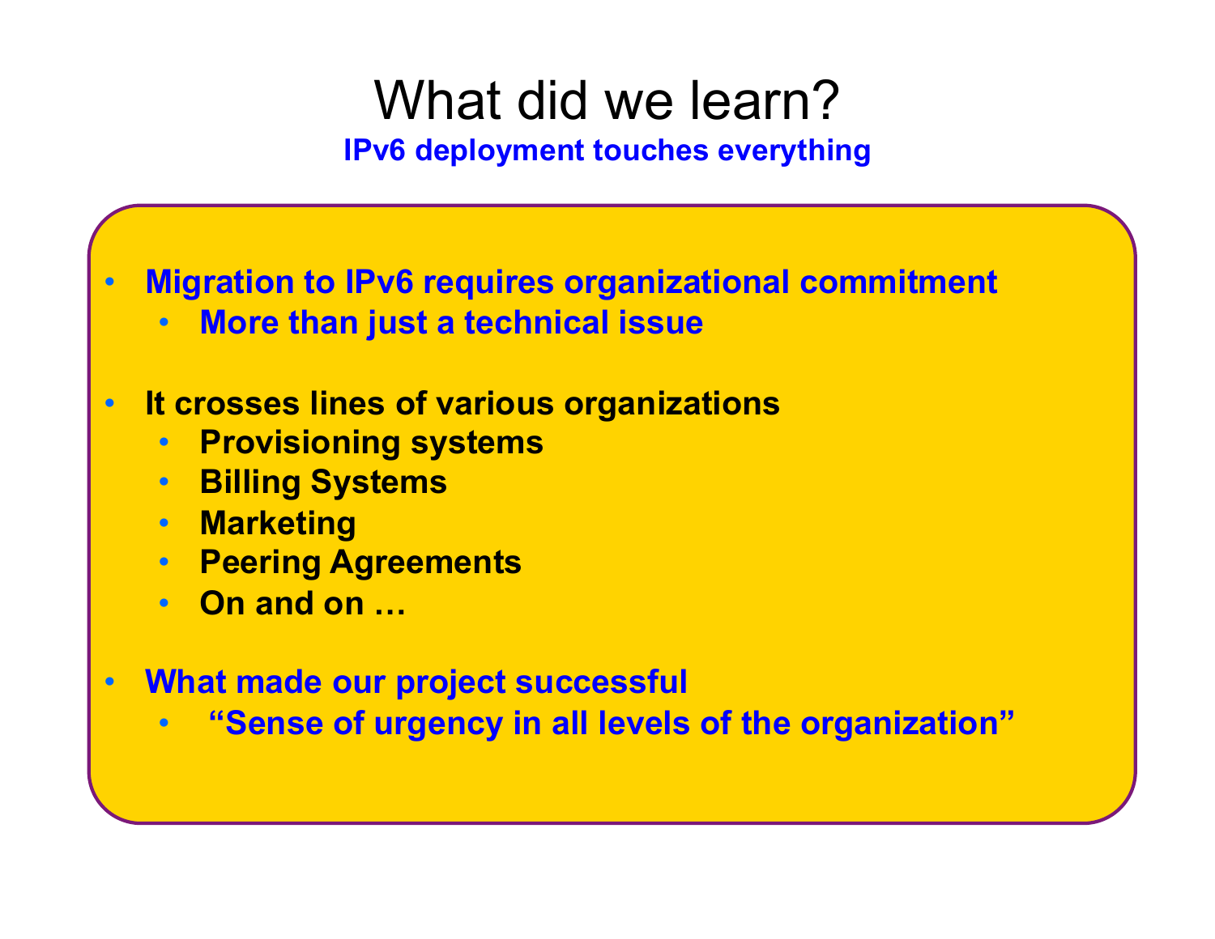# What did we learn?

**IPv6 deployment touches everything**

- **Migration to IPv6 requires organizational commitment**
  - **More than just a technical issue**
- **It crosses lines of various organizations**
  - **Provisioning systems**
  - **Billing Systems**
  - **Marketing**
  - **Peering Agreements**
  - **On and on …**
- **What made our project successful**
  - **"Sense of urgency in all levels of the organization"**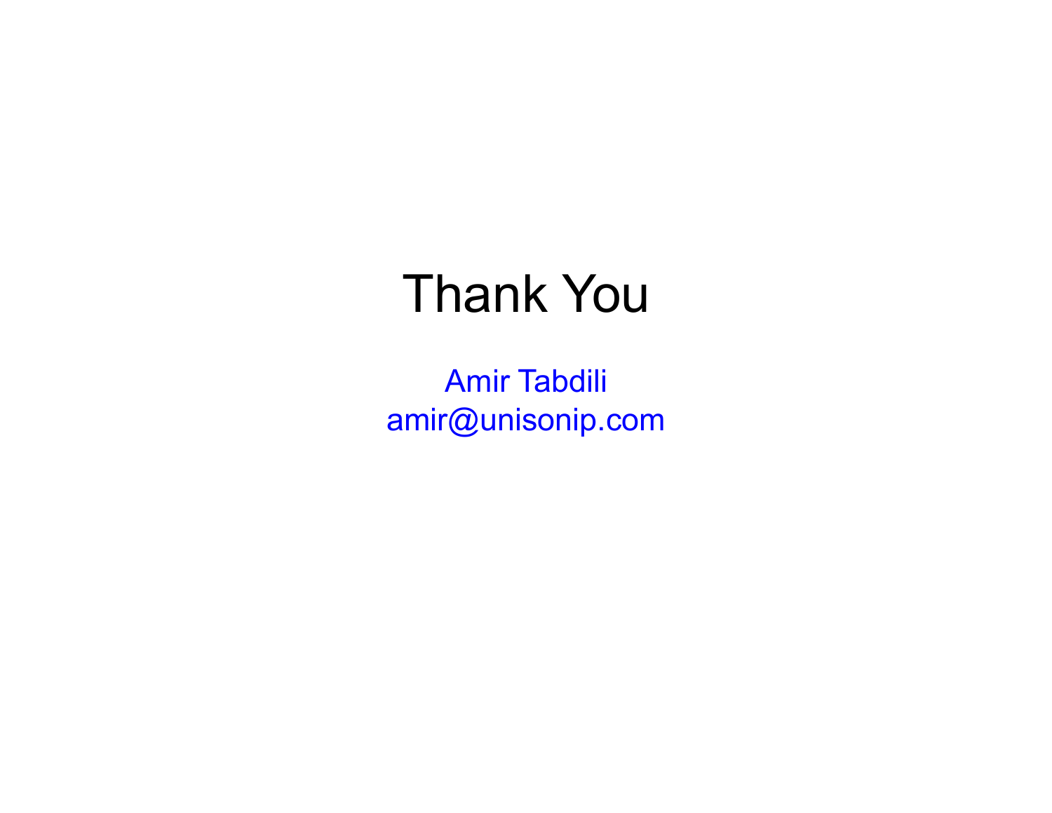# Thank You

Amir Tabdili
amir@unisonip.com